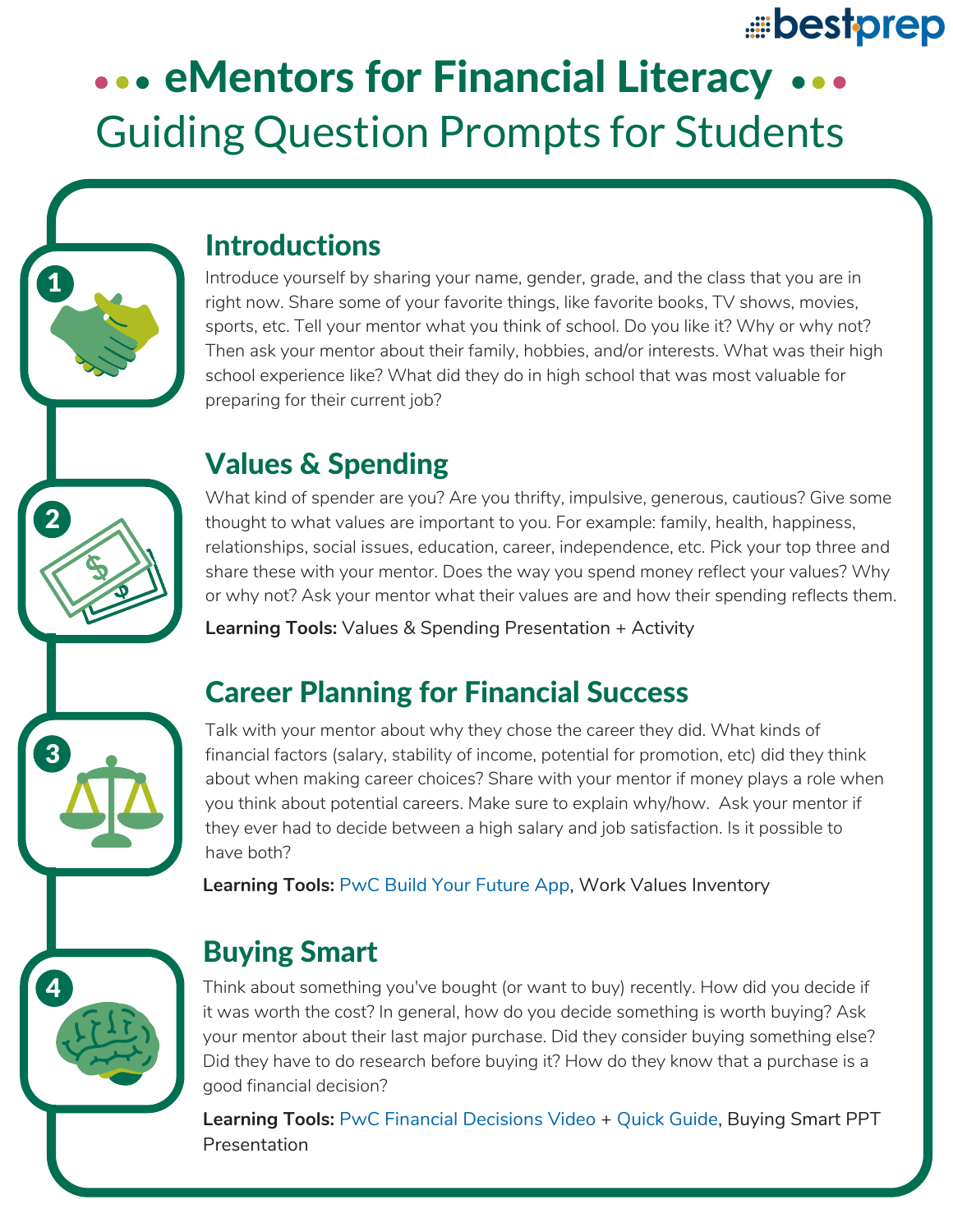bestprep

# eMentors for Financial Literacy

## Guiding Question Prompts for Students

### 1 Introductions

Introduce yourself by sharing your name, gender, grade, and the class that you are in right now. Share some of your favorite things, like favorite books, TV shows, movies, sports, etc. Tell your mentor what you think of school. Do you like it? Why or why not? Then ask your mentor about their family, hobbies, and/or interests. What was their high school experience like? What did they do in high school that was most valuable for preparing for their current job?

### 2 Values & Spending

What kind of spender are you? Are you thrifty, impulsive, generous, cautious? Give some thought to what values are important to you. For example: family, health, happiness, relationships, social issues, education, career, independence, etc. Pick your top three and share these with your mentor. Does the way you spend money reflect your values? Why or why not? Ask your mentor what their values are and how their spending reflects them.

**Learning Tools:** Values & Spending Presentation + Activity

### 3 Career Planning for Financial Success

Talk with your mentor about why they chose the career they did. What kinds of financial factors (salary, stability of income, potential for promotion, etc) did they think about when making career choices? Share with your mentor if money plays a role when you think about potential careers. Make sure to explain why/how. Ask your mentor if they ever had to decide between a high salary and job satisfaction. Is it possible to have both?

**Learning Tools:** PwC Build Your Future App, Work Values Inventory

### 4 Buying Smart

Think about something you've bought (or want to buy) recently. How did you decide if it was worth the cost? In general, how do you decide something is worth buying? Ask your mentor about their last major purchase. Did they consider buying something else? Did they have to do research before buying it? How do they know that a purchase is a good financial decision?

**Learning Tools:** PwC Financial Decisions Video + Quick Guide, Buying Smart PPT Presentation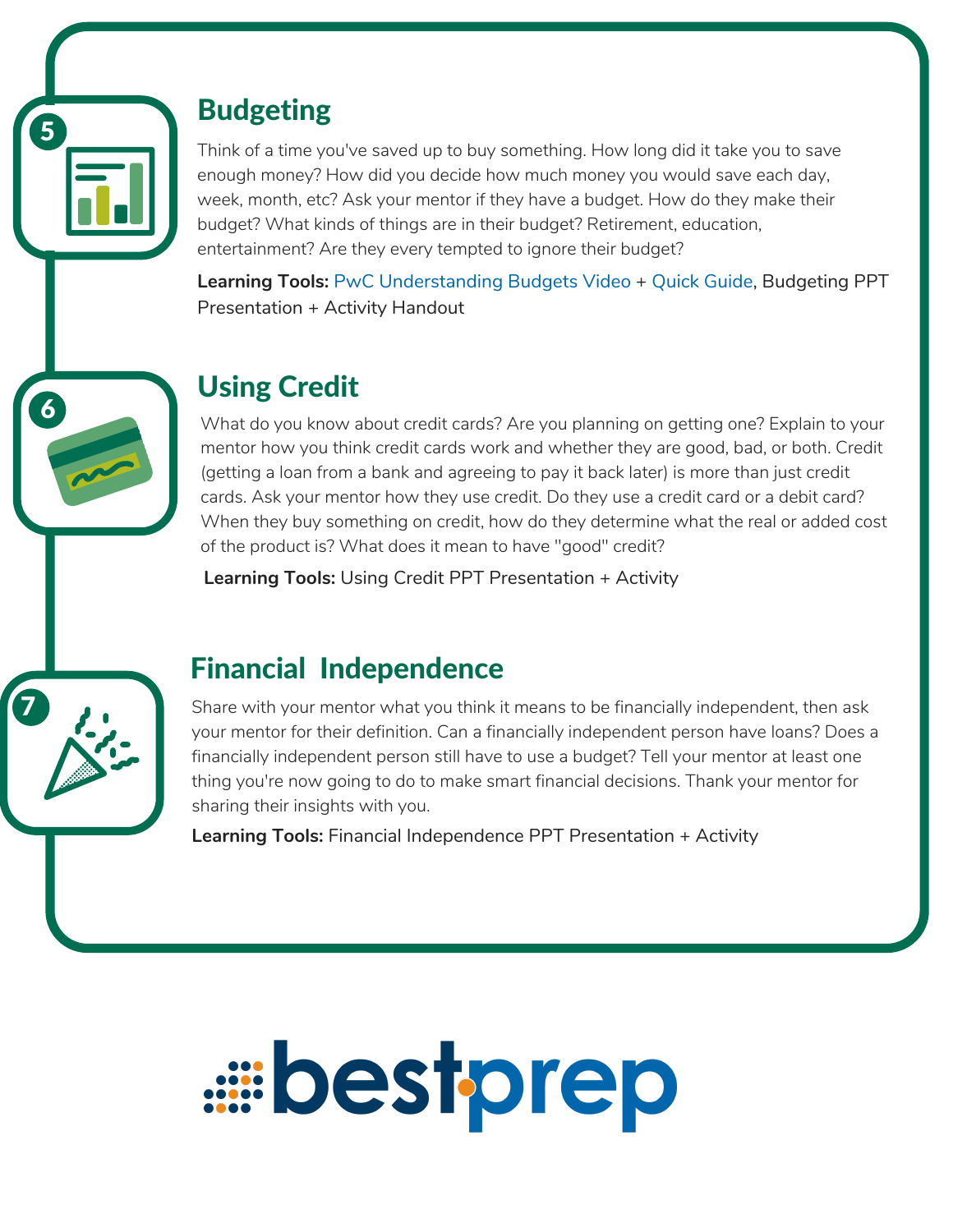## 5 Budgeting

Think of a time you've saved up to buy something. How long did it take you to save enough money? How did you decide how much money you would save each day, week, month, etc? Ask your mentor if they have a budget. How do they make their budget? What kinds of things are in their budget? Retirement, education, entertainment? Are they every tempted to ignore their budget?

**Learning Tools:** PwC Understanding Budgets Video + Quick Guide, Budgeting PPT Presentation + Activity Handout

## 6 Using Credit

What do you know about credit cards? Are you planning on getting one? Explain to your mentor how you think credit cards work and whether they are good, bad, or both. Credit (getting a loan from a bank and agreeing to pay it back later) is more than just credit cards. Ask your mentor how they use credit. Do they use a credit card or a debit card? When they buy something on credit, how do they determine what the real or added cost of the product is? What does it mean to have "good" credit?

**Learning Tools:** Using Credit PPT Presentation + Activity

## 7 Financial Independence

Share with your mentor what you think it means to be financially independent, then ask your mentor for their definition. Can a financially independent person have loans? Does a financially independent person still have to use a budget? Tell your mentor at least one thing you're now going to do to make smart financial decisions. Thank your mentor for sharing their insights with you.

**Learning Tools:** Financial Independence PPT Presentation + Activity

bestprep